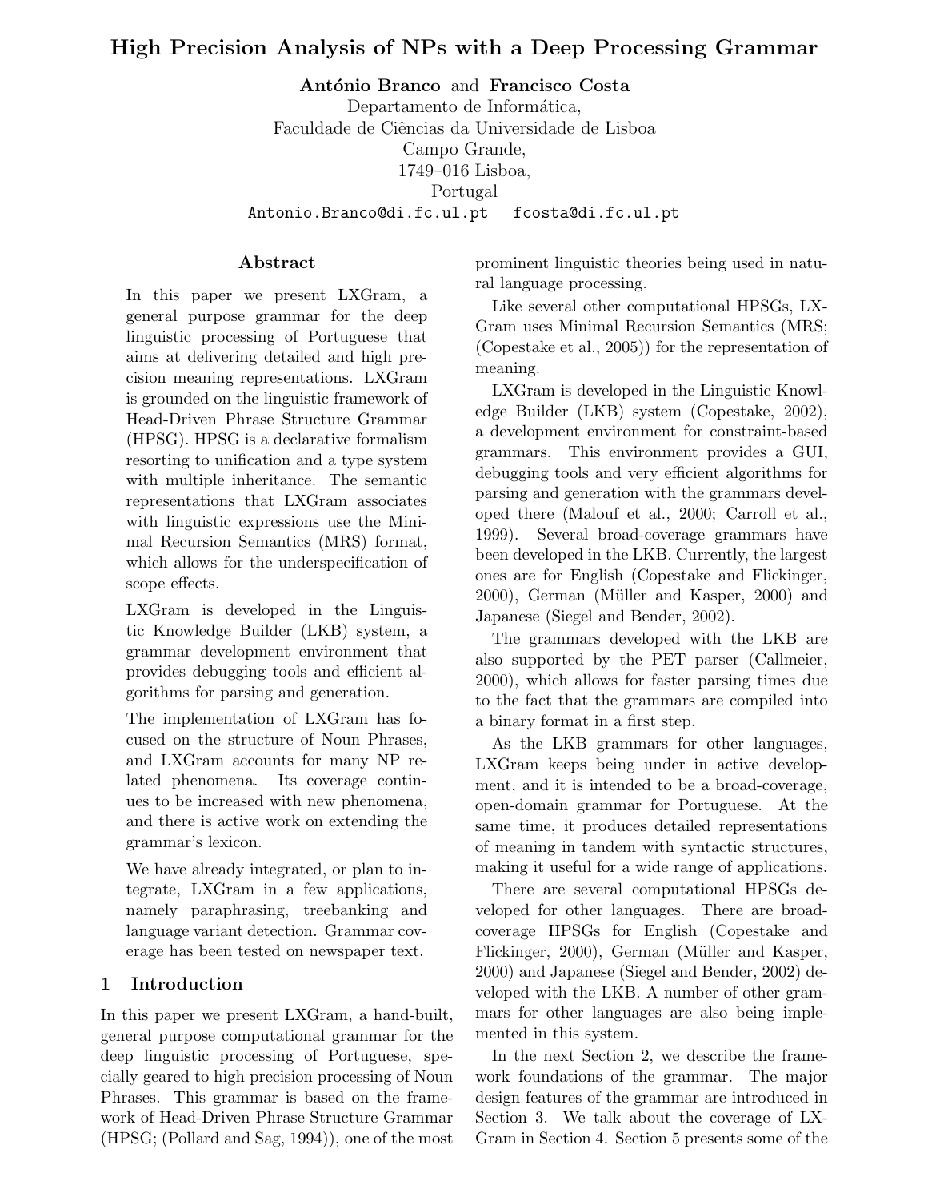# High Precision Analysis of NPs with a Deep Processing Grammar

**António Branco** and **Francisco Costa**
Departamento de Informática,
Faculdade de Ciências da Universidade de Lisboa
Campo Grande,
1749–016 Lisboa,
Portugal
Antonio.Branco@di.fc.ul.pt fcosta@di.fc.ul.pt

## Abstract

In this paper we present LXGram, a general purpose grammar for the deep linguistic processing of Portuguese that aims at delivering detailed and high precision meaning representations. LXGram is grounded on the linguistic framework of Head-Driven Phrase Structure Grammar (HPSG). HPSG is a declarative formalism resorting to unification and a type system with multiple inheritance. The semantic representations that LXGram associates with linguistic expressions use the Minimal Recursion Semantics (MRS) format, which allows for the underspecification of scope effects.

LXGram is developed in the Linguistic Knowledge Builder (LKB) system, a grammar development environment that provides debugging tools and efficient algorithms for parsing and generation.

The implementation of LXGram has focused on the structure of Noun Phrases, and LXGram accounts for many NP related phenomena. Its coverage continues to be increased with new phenomena, and there is active work on extending the grammar's lexicon.

We have already integrated, or plan to integrate, LXGram in a few applications, namely paraphrasing, treebanking and language variant detection. Grammar coverage has been tested on newspaper text.

## 1 Introduction

In this paper we present LXGram, a hand-built, general purpose computational grammar for the deep linguistic processing of Portuguese, specially geared to high precision processing of Noun Phrases. This grammar is based on the framework of Head-Driven Phrase Structure Grammar (HPSG; (Pollard and Sag, 1994)), one of the most prominent linguistic theories being used in natural language processing.

Like several other computational HPSGs, LXGram uses Minimal Recursion Semantics (MRS; (Copestake et al., 2005)) for the representation of meaning.

LXGram is developed in the Linguistic Knowledge Builder (LKB) system (Copestake, 2002), a development environment for constraint-based grammars. This environment provides a GUI, debugging tools and very efficient algorithms for parsing and generation with the grammars developed there (Malouf et al., 2000; Carroll et al., 1999). Several broad-coverage grammars have been developed in the LKB. Currently, the largest ones are for English (Copestake and Flickinger, 2000), German (Müller and Kasper, 2000) and Japanese (Siegel and Bender, 2002).

The grammars developed with the LKB are also supported by the PET parser (Callmeier, 2000), which allows for faster parsing times due to the fact that the grammars are compiled into a binary format in a first step.

As the LKB grammars for other languages, LXGram keeps being under in active development, and it is intended to be a broad-coverage, open-domain grammar for Portuguese. At the same time, it produces detailed representations of meaning in tandem with syntactic structures, making it useful for a wide range of applications.

There are several computational HPSGs developed for other languages. There are broad-coverage HPSGs for English (Copestake and Flickinger, 2000), German (Müller and Kasper, 2000) and Japanese (Siegel and Bender, 2002) developed with the LKB. A number of other grammars for other languages are also being implemented in this system.

In the next Section 2, we describe the framework foundations of the grammar. The major design features of the grammar are introduced in Section 3. We talk about the coverage of LXGram in Section 4. Section 5 presents some of the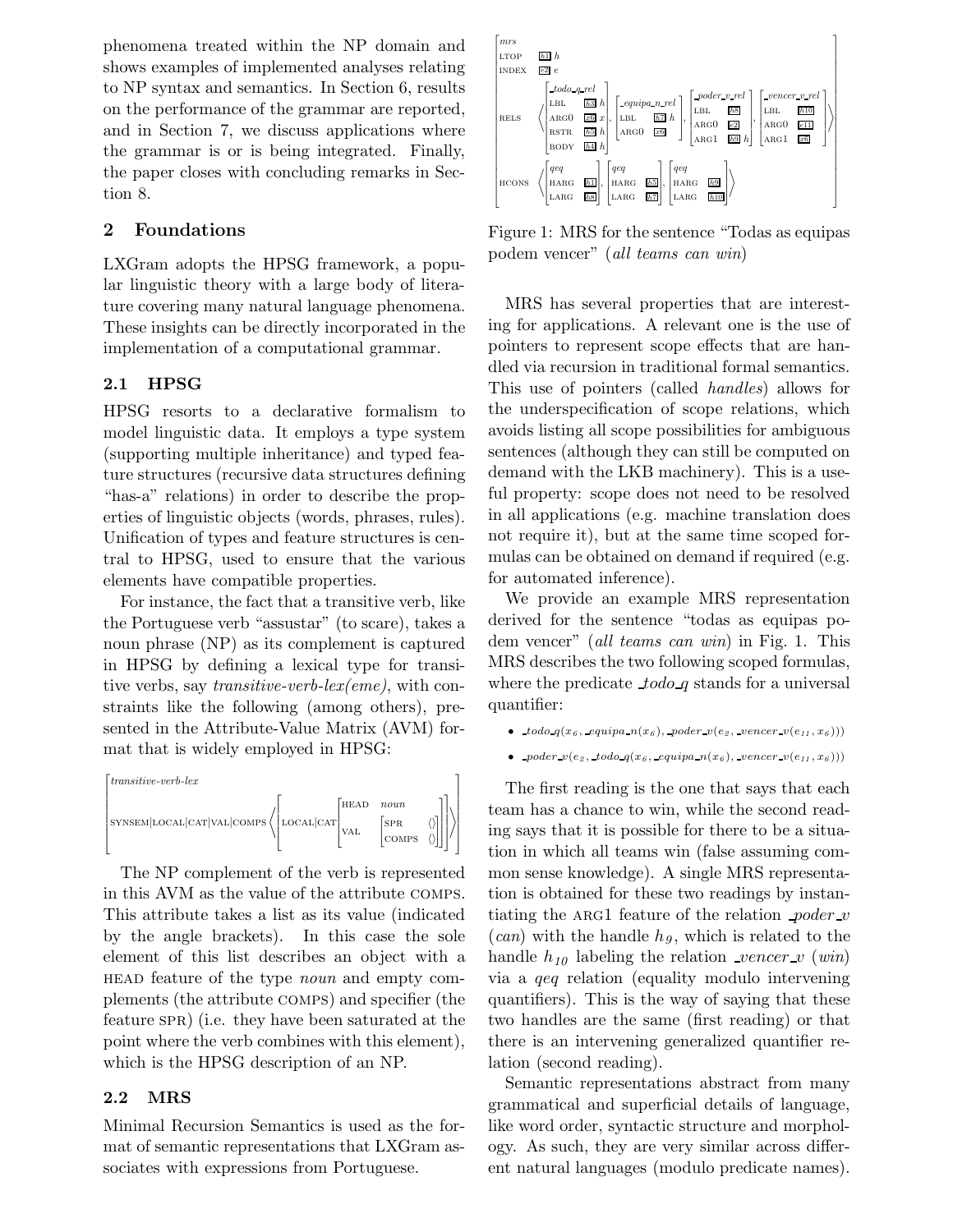phenomena treated within the NP domain and shows examples of implemented analyses relating to NP syntax and semantics. In Section 6, results on the performance of the grammar are reported, and in Section 7, we discuss applications where the grammar is or is being integrated. Finally, the paper closes with concluding remarks in Section 8.

## 2 Foundations

LXGram adopts the HPSG framework, a popular linguistic theory with a large body of literature covering many natural language phenomena. These insights can be directly incorporated in the implementation of a computational grammar.

### 2.1 HPSG

HPSG resorts to a declarative formalism to model linguistic data. It employs a type system (supporting multiple inheritance) and typed feature structures (recursive data structures defining "has-a" relations) in order to describe the properties of linguistic objects (words, phrases, rules). Unification of types and feature structures is central to HPSG, used to ensure that the various elements have compatible properties.

For instance, the fact that a transitive verb, like the Portuguese verb "assustar" (to scare), takes a noun phrase (NP) as its complement is captured in HPSG by defining a lexical type for transitive verbs, say *transitive-verb-lex(eme)*, with constraints like the following (among others), presented in the Attribute-Value Matrix (AVM) format that is widely employed in HPSG:

$$\begin{bmatrix} \textit{transitive-verb-lex} \\ \text{SYNSEM}|\text{LOCAL}|\text{CAT}|\text{VAL}|\text{COMPS} \left\langle \begin{bmatrix} \text{LOCAL}|\text{CAT} \begin{bmatrix} \text{HEAD} & \textit{noun} \\ \text{VAL} & \begin{bmatrix} \text{SPR} & \langle\rangle \\ \text{COMPS} & \langle\rangle \end{bmatrix} \end{bmatrix} \end{bmatrix} \right\rangle \end{bmatrix}$$

The NP complement of the verb is represented in this AVM as the value of the attribute COMPS. This attribute takes a list as its value (indicated by the angle brackets). In this case the sole element of this list describes an object with a HEAD feature of the type *noun* and empty complements (the attribute COMPS) and specifier (the feature SPR) (i.e. they have been saturated at the point where the verb combines with this element), which is the HPSG description of an NP.

### 2.2 MRS

Minimal Recursion Semantics is used as the format of semantic representations that LXGram associates with expressions from Portuguese.

$$\begin{bmatrix} \textit{mrs} \\ \text{LTOP} & \boxed{h1}\ h \\ \text{INDEX} & \boxed{e2}\ e \\ \text{RELS} & \left\langle \begin{bmatrix} \textit{\_todo\_q\_rel} \\ \text{LBL} & \boxed{h3}\ h \\ \text{ARG0} & \boxed{x6}\ x \\ \text{RSTR} & \boxed{h5}\ h \\ \text{BODY} & \boxed{h4}\ h \end{bmatrix}, \begin{bmatrix} \textit{\_equipa\_n\_rel} \\ \text{LBL} & \boxed{h7}\ h \\ \text{ARG0} & \boxed{x6} \end{bmatrix}, \begin{bmatrix} \textit{\_poder\_v\_rel} \\ \text{LBL} & \boxed{h8} \\ \text{ARG0} & \boxed{e2} \\ \text{ARG1} & \boxed{h9}\ h \end{bmatrix}, \begin{bmatrix} \textit{\_vencer\_v\_rel} \\ \text{LBL} & \boxed{h10} \\ \text{ARG0} & \boxed{e11} \\ \text{ARG1} & \boxed{x6} \end{bmatrix} \right\rangle \\ \text{HCONS} & \left\langle \begin{bmatrix} \textit{qeq} \\ \text{HARG} & \boxed{h1} \\ \text{LARG} & \boxed{h8} \end{bmatrix}, \begin{bmatrix} \textit{qeq} \\ \text{HARG} & \boxed{h5} \\ \text{LARG} & \boxed{h7} \end{bmatrix}, \begin{bmatrix} \textit{qeq} \\ \text{HARG} & \boxed{h9} \\ \text{LARG} & \boxed{h10} \end{bmatrix} \right\rangle \end{bmatrix}$$

Figure 1: MRS for the sentence "Todas as equipas podem vencer" (*all teams can win*)

MRS has several properties that are interesting for applications. A relevant one is the use of pointers to represent scope effects that are handled via recursion in traditional formal semantics. This use of pointers (called *handles*) allows for the underspecification of scope relations, which avoids listing all scope possibilities for ambiguous sentences (although they can still be computed on demand with the LKB machinery). This is a useful property: scope does not need to be resolved in all applications (e.g. machine translation does not require it), but at the same time scoped formulas can be obtained on demand if required (e.g. for automated inference).

We provide an example MRS representation derived for the sentence "todas as equipas podem vencer" (*all teams can win*) in Fig. 1. This MRS describes the two following scoped formulas, where the predicate *_todo_q* stands for a universal quantifier:

- $\_todo\_q(x_6, \_equipa\_n(x_6), \_poder\_v(e_2, \_vencer\_v(e_{11}, x_6)))$
- $\_poder\_v(e_2, \_todo\_q(x_6, \_equipa\_n(x_6), \_vencer\_v(e_{11}, x_6)))$

The first reading is the one that says that each team has a chance to win, while the second reading says that it is possible for there to be a situation in which all teams win (false assuming common sense knowledge). A single MRS representation is obtained for these two readings by instantiating the ARG1 feature of the relation *_poder_v* (*can*) with the handle $h_9$, which is related to the handle $h_{10}$ labeling the relation *_vencer_v* (*win*) via a *qeq* relation (equality modulo intervening quantifiers). This is the way of saying that these two handles are the same (first reading) or that there is an intervening generalized quantifier relation (second reading).

Semantic representations abstract from many grammatical and superficial details of language, like word order, syntactic structure and morphology. As such, they are very similar across different natural languages (modulo predicate names).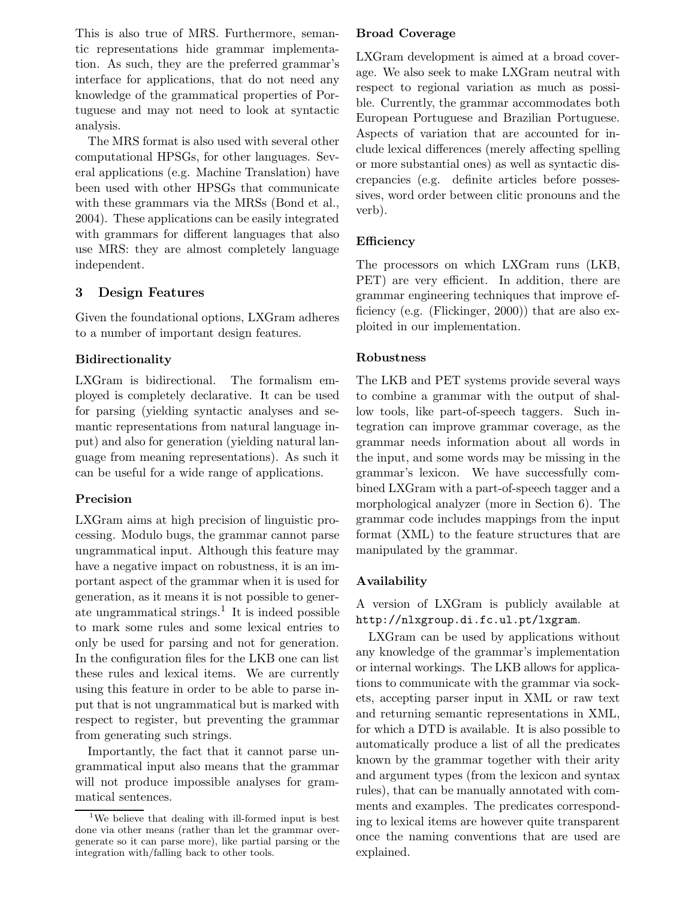This is also true of MRS. Furthermore, semantic representations hide grammar implementation. As such, they are the preferred grammar's interface for applications, that do not need any knowledge of the grammatical properties of Portuguese and may not need to look at syntactic analysis.

The MRS format is also used with several other computational HPSGs, for other languages. Several applications (e.g. Machine Translation) have been used with other HPSGs that communicate with these grammars via the MRSs (Bond et al., 2004). These applications can be easily integrated with grammars for different languages that also use MRS: they are almost completely language independent.

## 3 Design Features

Given the foundational options, LXGram adheres to a number of important design features.

### Bidirectionality

LXGram is bidirectional. The formalism employed is completely declarative. It can be used for parsing (yielding syntactic analyses and semantic representations from natural language input) and also for generation (yielding natural language from meaning representations). As such it can be useful for a wide range of applications.

### Precision

LXGram aims at high precision of linguistic processing. Modulo bugs, the grammar cannot parse ungrammatical input. Although this feature may have a negative impact on robustness, it is an important aspect of the grammar when it is used for generation, as it means it is not possible to generate ungrammatical strings.[1] It is indeed possible to mark some rules and some lexical entries to only be used for parsing and not for generation. In the configuration files for the LKB one can list these rules and lexical items. We are currently using this feature in order to be able to parse input that is not ungrammatical but is marked with respect to register, but preventing the grammar from generating such strings.

Importantly, the fact that it cannot parse ungrammatical input also means that the grammar will not produce impossible analyses for grammatical sentences.

[1] We believe that dealing with ill-formed input is best done via other means (rather than let the grammar overgenerate so it can parse more), like partial parsing or the integration with/falling back to other tools.

### Broad Coverage

LXGram development is aimed at a broad coverage. We also seek to make LXGram neutral with respect to regional variation as much as possible. Currently, the grammar accommodates both European Portuguese and Brazilian Portuguese. Aspects of variation that are accounted for include lexical differences (merely affecting spelling or more substantial ones) as well as syntactic discrepancies (e.g. definite articles before possessives, word order between clitic pronouns and the verb).

### Efficiency

The processors on which LXGram runs (LKB, PET) are very efficient. In addition, there are grammar engineering techniques that improve efficiency (e.g. (Flickinger, 2000)) that are also exploited in our implementation.

### Robustness

The LKB and PET systems provide several ways to combine a grammar with the output of shallow tools, like part-of-speech taggers. Such integration can improve grammar coverage, as the grammar needs information about all words in the input, and some words may be missing in the grammar's lexicon. We have successfully combined LXGram with a part-of-speech tagger and a morphological analyzer (more in Section 6). The grammar code includes mappings from the input format (XML) to the feature structures that are manipulated by the grammar.

### Availability

A version of LXGram is publicly available at `http://nlxgroup.di.fc.ul.pt/lxgram`.

LXGram can be used by applications without any knowledge of the grammar's implementation or internal workings. The LKB allows for applications to communicate with the grammar via sockets, accepting parser input in XML or raw text and returning semantic representations in XML, for which a DTD is available. It is also possible to automatically produce a list of all the predicates known by the grammar together with their arity and argument types (from the lexicon and syntax rules), that can be manually annotated with comments and examples. The predicates corresponding to lexical items are however quite transparent once the naming conventions that are used are explained.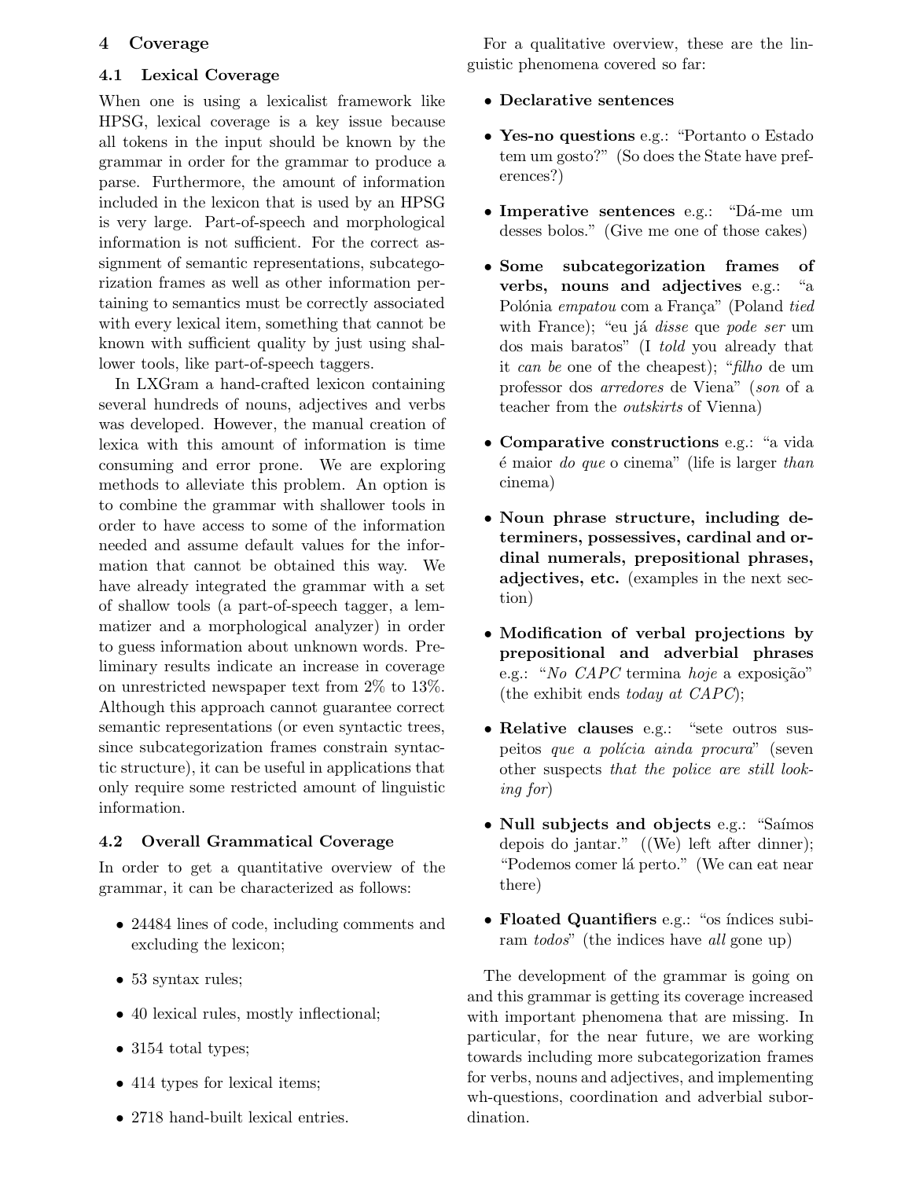## 4 Coverage

### 4.1 Lexical Coverage

When one is using a lexicalist framework like HPSG, lexical coverage is a key issue because all tokens in the input should be known by the grammar in order for the grammar to produce a parse. Furthermore, the amount of information included in the lexicon that is used by an HPSG is very large. Part-of-speech and morphological information is not sufficient. For the correct assignment of semantic representations, subcategorization frames as well as other information pertaining to semantics must be correctly associated with every lexical item, something that cannot be known with sufficient quality by just using shallower tools, like part-of-speech taggers.

In LXGram a hand-crafted lexicon containing several hundreds of nouns, adjectives and verbs was developed. However, the manual creation of lexica with this amount of information is time consuming and error prone. We are exploring methods to alleviate this problem. An option is to combine the grammar with shallower tools in order to have access to some of the information needed and assume default values for the information that cannot be obtained this way. We have already integrated the grammar with a set of shallow tools (a part-of-speech tagger, a lemmatizer and a morphological analyzer) in order to guess information about unknown words. Preliminary results indicate an increase in coverage on unrestricted newspaper text from 2% to 13%. Although this approach cannot guarantee correct semantic representations (or even syntactic trees, since subcategorization frames constrain syntactic structure), it can be useful in applications that only require some restricted amount of linguistic information.

### 4.2 Overall Grammatical Coverage

In order to get a quantitative overview of the grammar, it can be characterized as follows:

- 24484 lines of code, including comments and excluding the lexicon;
- 53 syntax rules;
- 40 lexical rules, mostly inflectional;
- 3154 total types;
- 414 types for lexical items;
- 2718 hand-built lexical entries.

For a qualitative overview, these are the linguistic phenomena covered so far:

- **Declarative sentences**
- **Yes-no questions** e.g.: "Portanto o Estado tem um gosto?" (So does the State have preferences?)
- **Imperative sentences** e.g.: "Dá-me um desses bolos." (Give me one of those cakes)
- **Some subcategorization frames of verbs, nouns and adjectives** e.g.: "a Polónia *empatou* com a França" (Poland *tied* with France); "eu já *disse* que *pode ser* um dos mais baratos" (I *told* you already that it *can be* one of the cheapest); "*filho* de um professor dos *arredores* de Viena" (*son* of a teacher from the *outskirts* of Vienna)
- **Comparative constructions** e.g.: "a vida é maior *do que* o cinema" (life is larger *than* cinema)
- **Noun phrase structure, including determiners, possessives, cardinal and ordinal numerals, prepositional phrases, adjectives, etc.** (examples in the next section)
- **Modification of verbal projections by prepositional and adverbial phrases** e.g.: "*No CAPC* termina *hoje* a exposição" (the exhibit ends *today at CAPC*);
- **Relative clauses** e.g.: "sete outros suspeitos *que a polícia ainda procura*" (seven other suspects *that the police are still looking for*)
- **Null subjects and objects** e.g.: "Saímos depois do jantar." ((We) left after dinner); "Podemos comer lá perto." (We can eat near there)
- **Floated Quantifiers** e.g.: "os índices subiram *todos*" (the indices have *all* gone up)

The development of the grammar is going on and this grammar is getting its coverage increased with important phenomena that are missing. In particular, for the near future, we are working towards including more subcategorization frames for verbs, nouns and adjectives, and implementing wh-questions, coordination and adverbial subordination.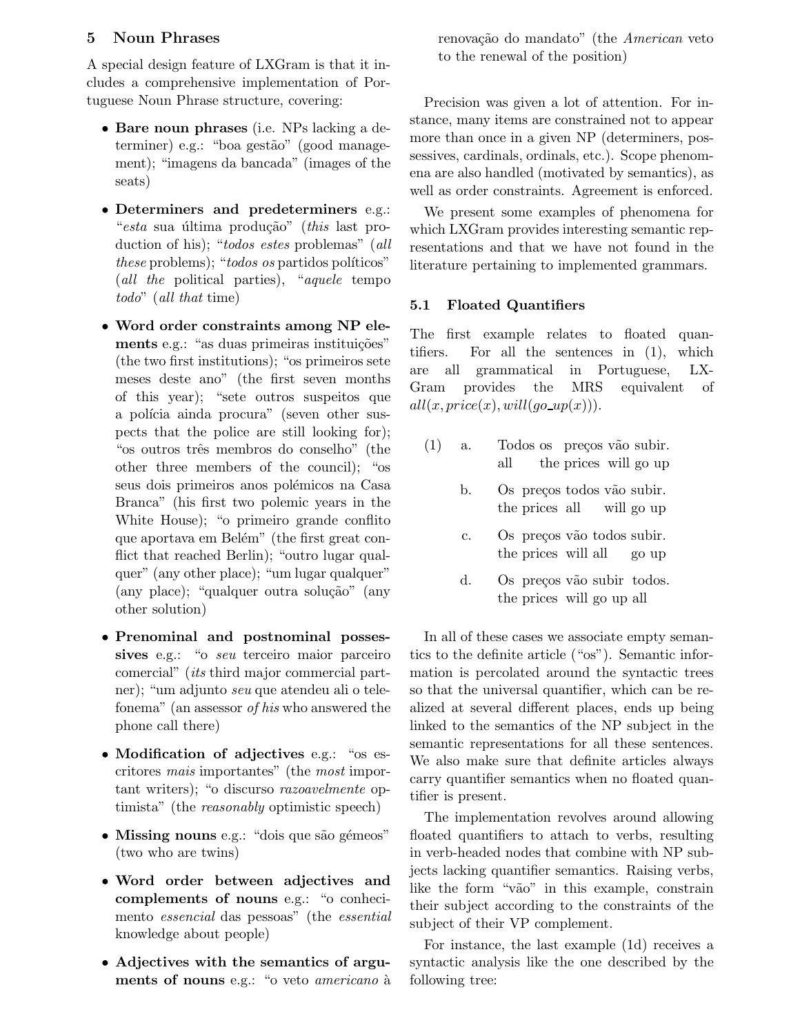## 5 Noun Phrases

A special design feature of LXGram is that it includes a comprehensive implementation of Portuguese Noun Phrase structure, covering:

- **Bare noun phrases** (i.e. NPs lacking a determiner) e.g.: "boa gestão" (good management); "imagens da bancada" (images of the seats)
- **Determiners and predeterminers** e.g.: "*esta* sua última produção" (*this* last production of his); "*todos estes* problemas" (*all these* problems); "*todos os* partidos políticos" (*all the* political parties), "*aquele* tempo *todo*" (*all that* time)
- **Word order constraints among NP elements** e.g.: "as duas primeiras instituições" (the two first institutions); "os primeiros sete meses deste ano" (the first seven months of this year); "sete outros suspeitos que a polícia ainda procura" (seven other suspects that the police are still looking for); "os outros três membros do conselho" (the other three members of the council); "os seus dois primeiros anos polémicos na Casa Branca" (his first two polemic years in the White House); "o primeiro grande conflito que aportava em Belém" (the first great conflict that reached Berlin); "outro lugar qualquer" (any other place); "um lugar qualquer" (any place); "qualquer outra solução" (any other solution)
- **Prenominal and postnominal possessives** e.g.: "o *seu* terceiro maior parceiro comercial" (*its* third major commercial partner); "um adjunto *seu* que atendeu ali o telefonema" (an assessor *of his* who answered the phone call there)
- **Modification of adjectives** e.g.: "os escritores *mais* importantes" (the *most* important writers); "o discurso *razoavelmente* optimista" (the *reasonably* optimistic speech)
- **Missing nouns** e.g.: "dois que são gémeos" (two who are twins)
- **Word order between adjectives and complements of nouns** e.g.: "o conhecimento *essencial* das pessoas" (the *essential* knowledge about people)
- **Adjectives with the semantics of arguments of nouns** e.g.: "o veto *americano* à renovação do mandato" (the *American* veto to the renewal of the position)

Precision was given a lot of attention. For instance, many items are constrained not to appear more than once in a given NP (determiners, possessives, cardinals, ordinals, etc.). Scope phenomena are also handled (motivated by semantics), as well as order constraints. Agreement is enforced.

We present some examples of phenomena for which LXGram provides interesting semantic representations and that we have not found in the literature pertaining to implemented grammars.

### 5.1 Floated Quantifiers

The first example relates to floated quantifiers. For all the sentences in (1), which are all grammatical in Portuguese, LXGram provides the MRS equivalent of $all(x, price(x), will(go\_up(x)))$.

(1) a. Todos os preços vão subir.
    all the prices will go up

  b. Os preços todos vão subir.
    the prices all will go up

  c. Os preços vão todos subir.
    the prices will all go up

  d. Os preços vão subir todos.
    the prices will go up all

In all of these cases we associate empty semantics to the definite article ("os"). Semantic information is percolated around the syntactic trees so that the universal quantifier, which can be realized at several different places, ends up being linked to the semantics of the NP subject in the semantic representations for all these sentences. We also make sure that definite articles always carry quantifier semantics when no floated quantifier is present.

The implementation revolves around allowing floated quantifiers to attach to verbs, resulting in verb-headed nodes that combine with NP subjects lacking quantifier semantics. Raising verbs, like the form "vão" in this example, constrain their subject according to the constraints of the subject of their VP complement.

For instance, the last example (1d) receives a syntactic analysis like the one described by the following tree: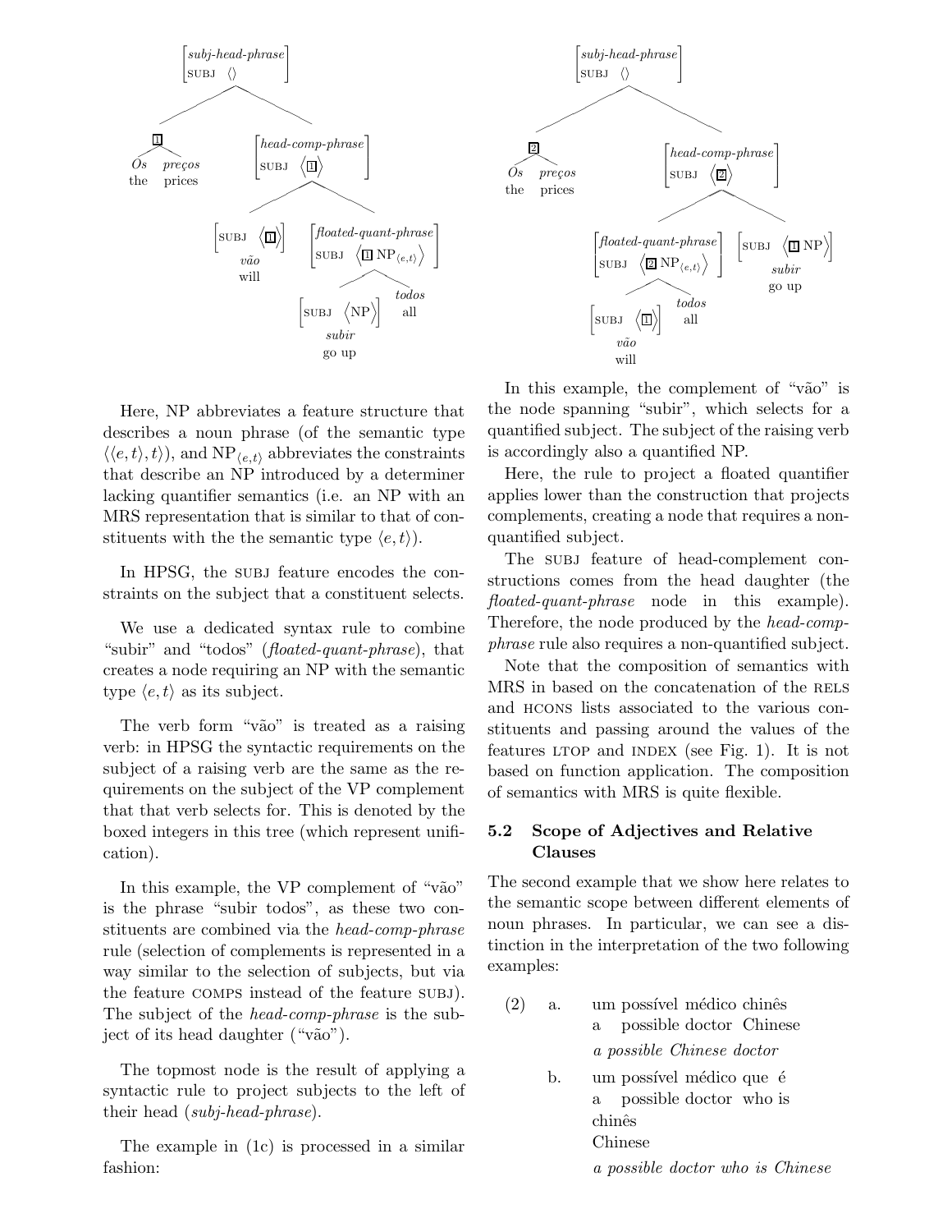[subj-head-phrase, SUBJ ⟨⟩]
- [1] *Os preços* (the prices)
- [head-comp-phrase, SUBJ ⟨[1]⟩]
  - [SUBJ ⟨[1]⟩] *vão* (will)
  - [floated-quant-phrase, SUBJ ⟨[1] $\text{NP}_{\langle e,t \rangle}$⟩]
    - [SUBJ ⟨NP⟩] *subir* (go up)
    - *todos* (all)

Here, NP abbreviates a feature structure that describes a noun phrase (of the semantic type $\langle\langle e,t\rangle,t\rangle$), and $\text{NP}_{\langle e,t\rangle}$ abbreviates the constraints that describe an NP introduced by a determiner lacking quantifier semantics (i.e. an NP with an MRS representation that is similar to that of constituents with the the semantic type $\langle e,t\rangle$).

In HPSG, the SUBJ feature encodes the constraints on the subject that a constituent selects.

We use a dedicated syntax rule to combine "subir" and "todos" (*floated-quant-phrase*), that creates a node requiring an NP with the semantic type $\langle e,t\rangle$ as its subject.

The verb form "vão" is treated as a raising verb: in HPSG the syntactic requirements on the subject of a raising verb are the same as the requirements on the subject of the VP complement that that verb selects for. This is denoted by the boxed integers in this tree (which represent unification).

In this example, the VP complement of "vão" is the phrase "subir todos", as these two constituents are combined via the *head-comp-phrase* rule (selection of complements is represented in a way similar to the selection of subjects, but via the feature COMPS instead of the feature SUBJ). The subject of the *head-comp-phrase* is the subject of its head daughter ("vão").

The topmost node is the result of applying a syntactic rule to project subjects to the left of their head (*subj-head-phrase*).

The example in (1c) is processed in a similar fashion:

[subj-head-phrase, SUBJ ⟨⟩]
- [2] *Os preços* (the prices)
- [head-comp-phrase, SUBJ ⟨[2]⟩]
  - [floated-quant-phrase, SUBJ ⟨[2] $\text{NP}_{\langle e,t \rangle}$⟩]
    - [SUBJ ⟨[1]⟩] *vão* (will)
    - *todos* (all)
  - [SUBJ ⟨[1] NP⟩] *subir* (go up)

In this example, the complement of "vão" is the node spanning "subir", which selects for a quantified subject. The subject of the raising verb is accordingly also a quantified NP.

Here, the rule to project a floated quantifier applies lower than the construction that projects complements, creating a node that requires a non-quantified subject.

The SUBJ feature of head-complement constructions comes from the head daughter (the *floated-quant-phrase* node in this example). Therefore, the node produced by the *head-comp-phrase* rule also requires a non-quantified subject.

Note that the composition of semantics with MRS in based on the concatenation of the RELS and HCONS lists associated to the various constituents and passing around the values of the features LTOP and INDEX (see Fig. 1). It is not based on function application. The composition of semantics with MRS is quite flexible.

### 5.2 Scope of Adjectives and Relative Clauses

The second example that we show here relates to the semantic scope between different elements of noun phrases. In particular, we can see a distinction in the interpretation of the two following examples:

(2) a. um possível médico chinês
a possible doctor Chinese
*a possible Chinese doctor*

b. um possível médico que é chinês
a possible doctor who is Chinese
*a possible doctor who is Chinese*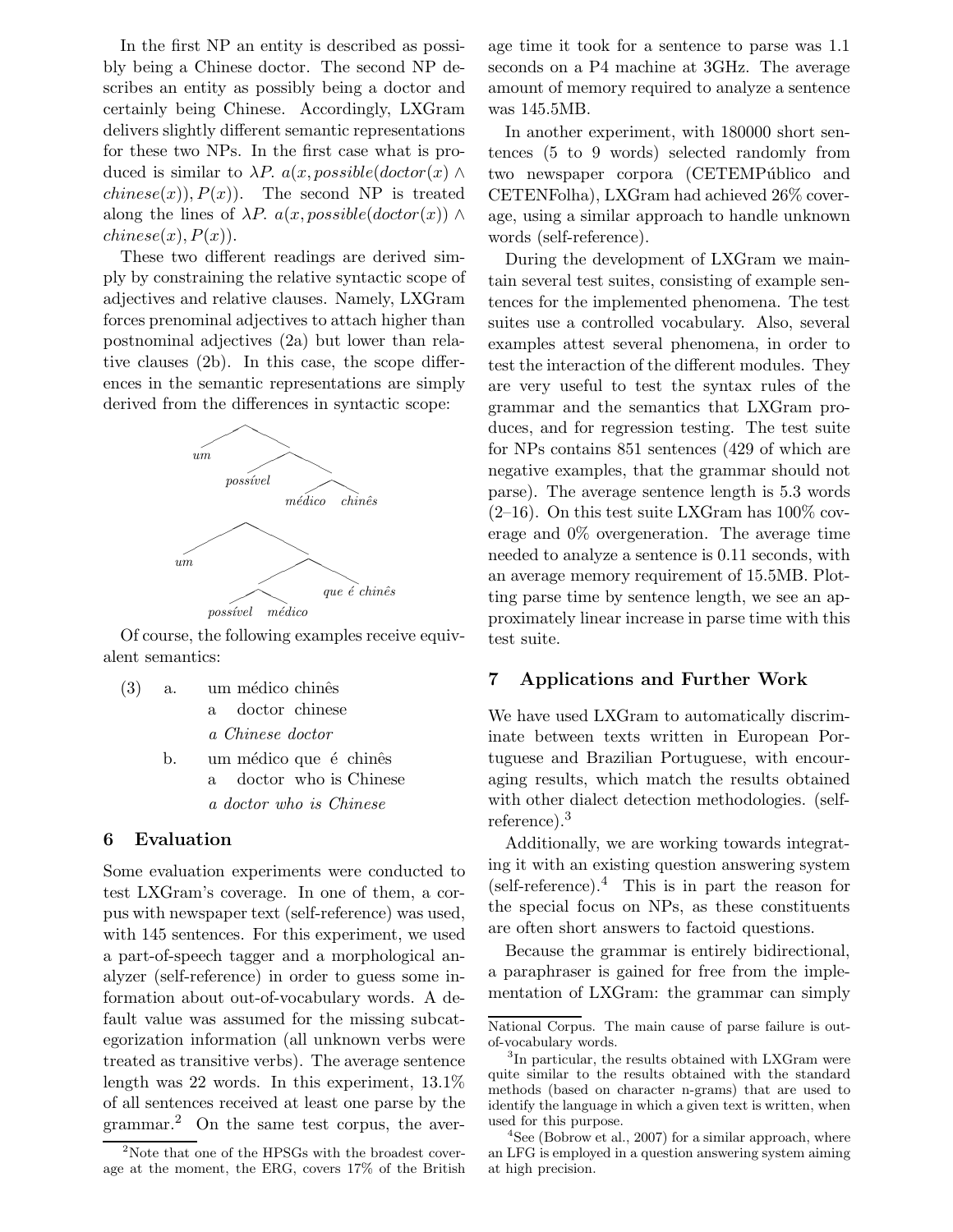In the first NP an entity is described as possibly being a Chinese doctor. The second NP describes an entity as possibly being a doctor and certainly being Chinese. Accordingly, LXGram delivers slightly different semantic representations for these two NPs. In the first case what is produced is similar to $\lambda P.\ a(x, possible(doctor(x) \wedge chinese(x)), P(x))$. The second NP is treated along the lines of $\lambda P.\ a(x, possible(doctor(x)) \wedge chinese(x), P(x))$.

These two different readings are derived simply by constraining the relative syntactic scope of adjectives and relative clauses. Namely, LXGram forces prenominal adjectives to attach higher than postnominal adjectives (2a) but lower than relative clauses (2b). In this case, the scope differences in the semantic representations are simply derived from the differences in syntactic scope:

[um [possível [médico chinês]]]

[um [[possível médico] que é chinês]]

Of course, the following examples receive equivalent semantics:

(3) a. um médico chinês
a doctor chinese
*a Chinese doctor*

b. um médico que é chinês
a doctor who is Chinese
*a doctor who is Chinese*

## 6 Evaluation

Some evaluation experiments were conducted to test LXGram's coverage. In one of them, a corpus with newspaper text (self-reference) was used, with 145 sentences. For this experiment, we used a part-of-speech tagger and a morphological analyzer (self-reference) in order to guess some information about out-of-vocabulary words. A default value was assumed for the missing subcategorization information (all unknown verbs were treated as transitive verbs). The average sentence length was 22 words. In this experiment, 13.1% of all sentences received at least one parse by the grammar.[2] On the same test corpus, the average time it took for a sentence to parse was 1.1 seconds on a P4 machine at 3GHz. The average amount of memory required to analyze a sentence was 145.5MB.

In another experiment, with 180000 short sentences (5 to 9 words) selected randomly from two newspaper corpora (CETEMPúblico and CETENFolha), LXGram had achieved 26% coverage, using a similar approach to handle unknown words (self-reference).

During the development of LXGram we maintain several test suites, consisting of example sentences for the implemented phenomena. The test suites use a controlled vocabulary. Also, several examples attest several phenomena, in order to test the interaction of the different modules. They are very useful to test the syntax rules of the grammar and the semantics that LXGram produces, and for regression testing. The test suite for NPs contains 851 sentences (429 of which are negative examples, that the grammar should not parse). The average sentence length is 5.3 words (2–16). On this test suite LXGram has 100% coverage and 0% overgeneration. The average time needed to analyze a sentence is 0.11 seconds, with an average memory requirement of 15.5MB. Plotting parse time by sentence length, we see an approximately linear increase in parse time with this test suite.

## 7 Applications and Further Work

We have used LXGram to automatically discriminate between texts written in European Portuguese and Brazilian Portuguese, with encouraging results, which match the results obtained with other dialect detection methodologies. (self-reference).[3]

Additionally, we are working towards integrating it with an existing question answering system (self-reference).[4] This is in part the reason for the special focus on NPs, as these constituents are often short answers to factoid questions.

Because the grammar is entirely bidirectional, a paraphraser is gained for free from the implementation of LXGram: the grammar can simply

---

[2] Note that one of the HPSGs with the broadest coverage at the moment, the ERG, covers 17% of the British National Corpus. The main cause of parse failure is out-of-vocabulary words.

[3] In particular, the results obtained with LXGram were quite similar to the results obtained with the standard methods (based on character n-grams) that are used to identify the language in which a given text is written, when used for this purpose.

[4] See (Bobrow et al., 2007) for a similar approach, where an LFG is employed in a question answering system aiming at high precision.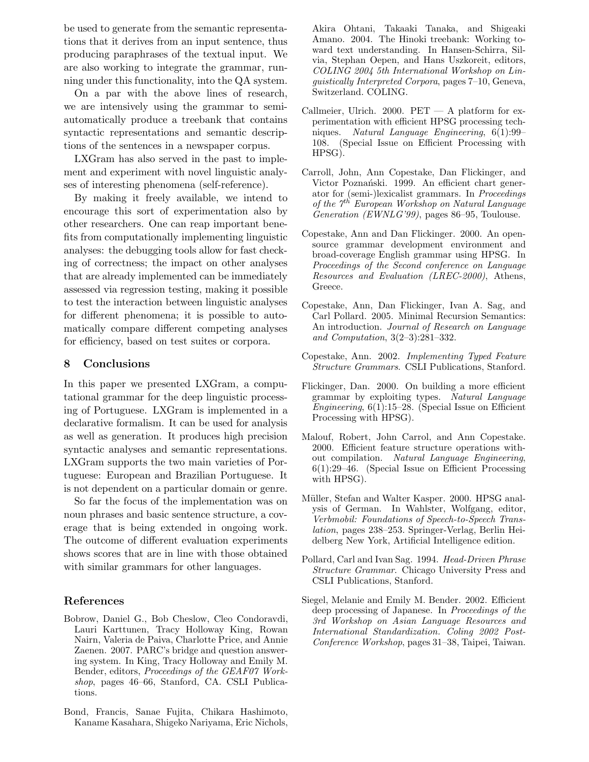be used to generate from the semantic representations that it derives from an input sentence, thus producing paraphrases of the textual input. We are also working to integrate the grammar, running under this functionality, into the QA system.

On a par with the above lines of research, we are intensively using the grammar to semi-automatically produce a treebank that contains syntactic representations and semantic descriptions of the sentences in a newspaper corpus.

LXGram has also served in the past to implement and experiment with novel linguistic analyses of interesting phenomena (self-reference).

By making it freely available, we intend to encourage this sort of experimentation also by other researchers. One can reap important benefits from computationally implementing linguistic analyses: the debugging tools allow for fast checking of correctness; the impact on other analyses that are already implemented can be immediately assessed via regression testing, making it possible to test the interaction between linguistic analyses for different phenomena; it is possible to automatically compare different competing analyses for efficiency, based on test suites or corpora.

## 8 Conclusions

In this paper we presented LXGram, a computational grammar for the deep linguistic processing of Portuguese. LXGram is implemented in a declarative formalism. It can be used for analysis as well as generation. It produces high precision syntactic analyses and semantic representations. LXGram supports the two main varieties of Portuguese: European and Brazilian Portuguese. It is not dependent on a particular domain or genre.

So far the focus of the implementation was on noun phrases and basic sentence structure, a coverage that is being extended in ongoing work. The outcome of different evaluation experiments shows scores that are in line with those obtained with similar grammars for other languages.

## References

Bobrow, Daniel G., Bob Cheslow, Cleo Condoravdi, Lauri Karttunen, Tracy Holloway King, Rowan Nairn, Valeria de Paiva, Charlotte Price, and Annie Zaenen. 2007. PARC's bridge and question answering system. In King, Tracy Holloway and Emily M. Bender, editors, *Proceedings of the GEAF07 Workshop*, pages 46–66, Stanford, CA. CSLI Publications.

Bond, Francis, Sanae Fujita, Chikara Hashimoto, Kaname Kasahara, Shigeko Nariyama, Eric Nichols, Akira Ohtani, Takaaki Tanaka, and Shigeaki Amano. 2004. The Hinoki treebank: Working toward text understanding. In Hansen-Schirra, Silvia, Stephan Oepen, and Hans Uszkoreit, editors, *COLING 2004 5th International Workshop on Linguistically Interpreted Corpora*, pages 7–10, Geneva, Switzerland. COLING.

Callmeier, Ulrich. 2000. PET — A platform for experimentation with efficient HPSG processing techniques. *Natural Language Engineering*, 6(1):99–108. (Special Issue on Efficient Processing with HPSG).

Carroll, John, Ann Copestake, Dan Flickinger, and Victor Poznański. 1999. An efficient chart generator for (semi-)lexicalist grammars. In *Proceedings of the 7th European Workshop on Natural Language Generation (EWNLG'99)*, pages 86–95, Toulouse.

Copestake, Ann and Dan Flickinger. 2000. An open-source grammar development environment and broad-coverage English grammar using HPSG. In *Proceedings of the Second conference on Language Resources and Evaluation (LREC-2000)*, Athens, Greece.

Copestake, Ann, Dan Flickinger, Ivan A. Sag, and Carl Pollard. 2005. Minimal Recursion Semantics: An introduction. *Journal of Research on Language and Computation*, 3(2–3):281–332.

Copestake, Ann. 2002. *Implementing Typed Feature Structure Grammars*. CSLI Publications, Stanford.

Flickinger, Dan. 2000. On building a more efficient grammar by exploiting types. *Natural Language Engineering*, 6(1):15–28. (Special Issue on Efficient Processing with HPSG).

Malouf, Robert, John Carrol, and Ann Copestake. 2000. Efficient feature structure operations without compilation. *Natural Language Engineering*, 6(1):29–46. (Special Issue on Efficient Processing with HPSG).

Müller, Stefan and Walter Kasper. 2000. HPSG analysis of German. In Wahlster, Wolfgang, editor, *Verbmobil: Foundations of Speech-to-Speech Translation*, pages 238–253. Springer-Verlag, Berlin Heidelberg New York, Artificial Intelligence edition.

Pollard, Carl and Ivan Sag. 1994. *Head-Driven Phrase Structure Grammar*. Chicago University Press and CSLI Publications, Stanford.

Siegel, Melanie and Emily M. Bender. 2002. Efficient deep processing of Japanese. In *Proceedings of the 3rd Workshop on Asian Language Resources and International Standardization. Coling 2002 Post-Conference Workshop*, pages 31–38, Taipei, Taiwan.